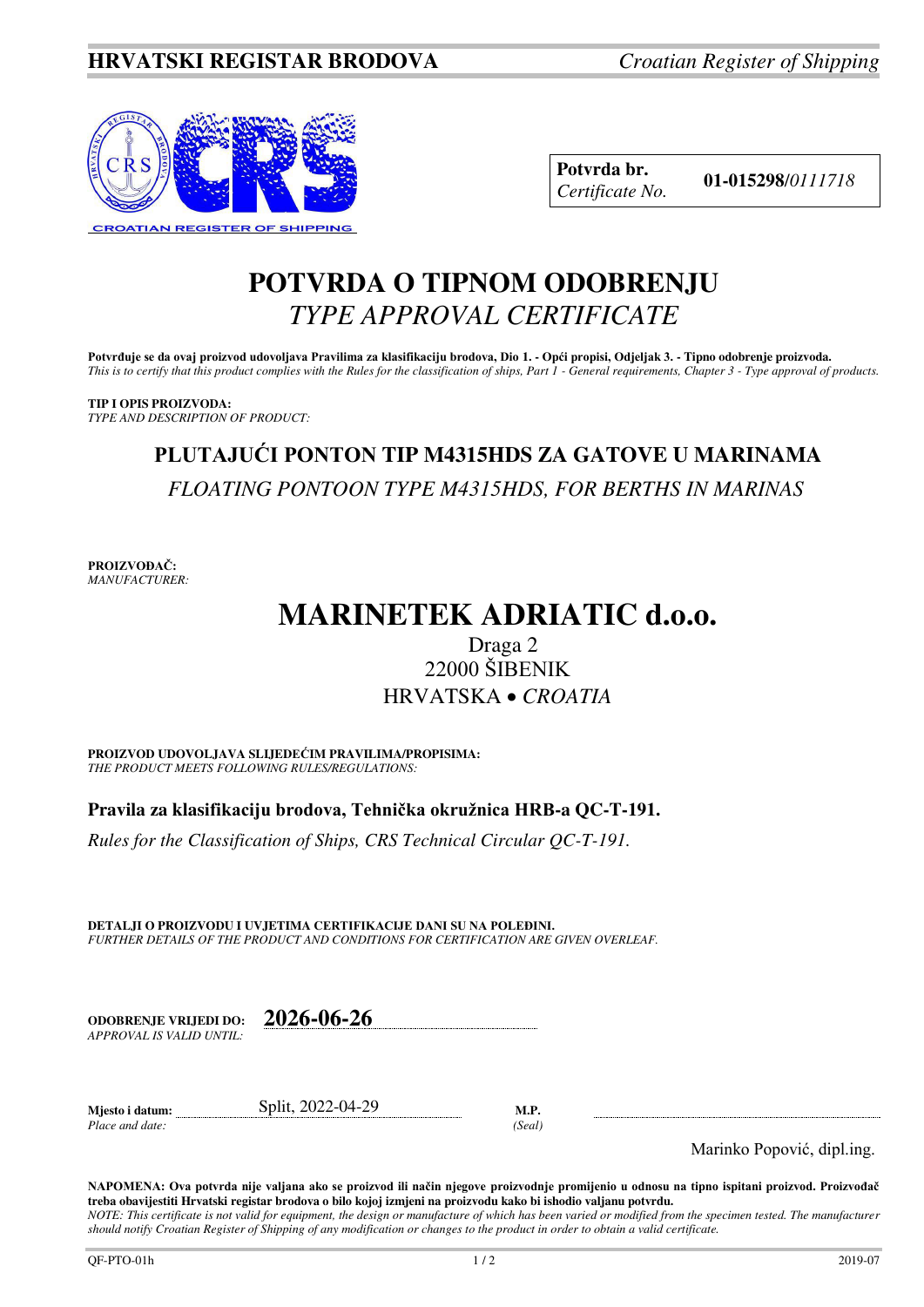**HRVATSKI REGISTAR BRODOVA** *Croatian Register of Shipping*

| **Potvrda br.** *Certificate No.* | **01-015298**/*0111718* |
|---|---|

# POTVRDA O TIPNOM ODOBRENJU
# *TYPE APPROVAL CERTIFICATE*

**Potvrđuje se da ovaj proizvod udovoljava Pravilima za klasifikaciju brodova, Dio 1. - Opći propisi, Odjeljak 3. - Tipno odobrenje proizvoda.**
*This is to certify that this product complies with the Rules for the classification of ships, Part 1 - General requirements, Chapter 3 - Type approval of products.*

**TIP I OPIS PROIZVODA:**
*TYPE AND DESCRIPTION OF PRODUCT:*

## PLUTAJUĆI PONTON TIP M4315HDS ZA GATOVE U MARINAMA
*FLOATING PONTOON TYPE M4315HDS, FOR BERTHS IN MARINAS*

**PROIZVOĐAČ:**
*MANUFACTURER:*

# MARINETEK ADRIATIC d.o.o.

Draga 2
22000 ŠIBENIK
HRVATSKA • *CROATIA*

**PROIZVOD UDOVOLJAVA SLIJEDEĆIM PRAVILIMA/PROPISIMA:**
*THE PRODUCT MEETS FOLLOWING RULES/REGULATIONS:*

**Pravila za klasifikaciju brodova, Tehnička okružnica HRB-a QC-T-191.**

*Rules for the Classification of Ships, CRS Technical Circular QC-T-191.*

**DETALJI O PROIZVODU I UVJETIMA CERTIFIKACIJE DANI SU NA POLEĐINI.**
*FURTHER DETAILS OF THE PRODUCT AND CONDITIONS FOR CERTIFICATION ARE GIVEN OVERLEAF.*

**ODOBRENJE VRIJEDI DO:** *APPROVAL IS VALID UNTIL:* **2026-06-26**

**Mjesto i datum:** *Place and date:* Split, 2022-04-29

**M.P.** *(Seal)*

Marinko Popović, dipl.ing.

**NAPOMENA: Ova potvrda nije valjana ako se proizvod ili način njegove proizvodnje promijenio u odnosu na tipno ispitani proizvod. Proizvođač treba obavijestiti Hrvatski registar brodova o bilo kojoj izmjeni na proizvodu kako bi ishodio valjanu potvrdu.**
*NOTE: This certificate is not valid for equipment, the design or manufacture of which has been varied or modified from the specimen tested. The manufacturer should notify Croatian Register of Shipping of any modification or changes to the product in order to obtain a valid certificate.*

QF-PTO-01h 2019-07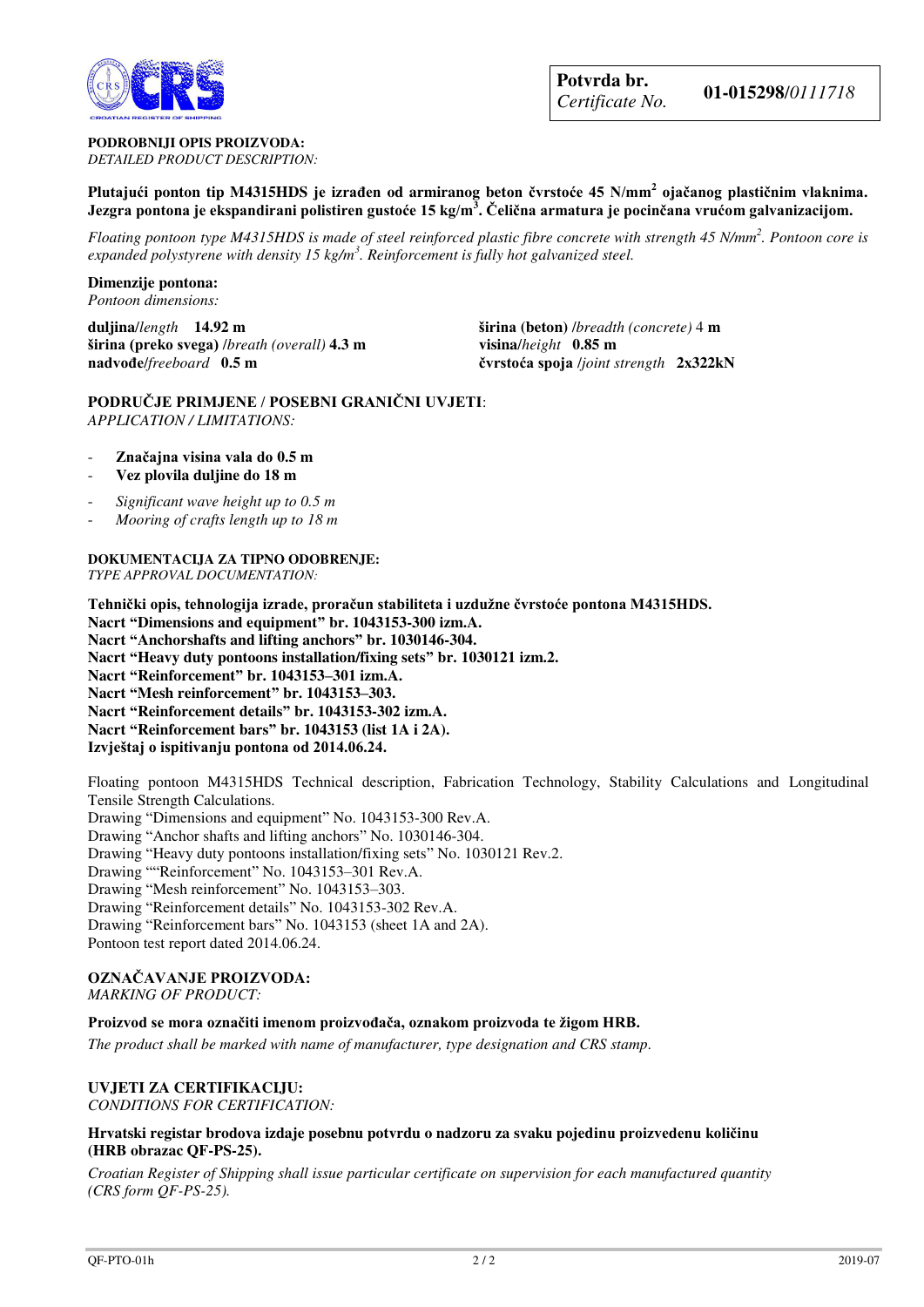| | |
|---|---|
| **Potvrda br.** *Certificate No.* | **01-015298/***0111718* |

**PODROBNIJI OPIS PROIZVODA:**
*DETAILED PRODUCT DESCRIPTION:*

**Plutajući ponton tip M4315HDS je izrađen od armiranog beton čvrstoće 45 N/mm$^2$ ojačanog plastičnim vlaknima. Jezgra pontona je ekspandirani polistiren gustoće 15 kg/m$^3$. Čelična armatura je pocinčana vrućom galvanizacijom.**

*Floating pontoon type M4315HDS is made of steel reinforced plastic fibre concrete with strength 45 N/mm$^2$. Pontoon core is expanded polystyrene with density 15 kg/m$^3$. Reinforcement is fully hot galvanized steel.*

**Dimenzije pontona:**
*Pontoon dimensions:*

**duljina/***length* **14.92 m**
**širina (preko svega)** /*breath (overall)* **4.3 m**
**nadvođe/***freeboard* **0.5 m**
**širina (beton)** /*breadth (concrete)* 4 **m**
**visina/***height* **0.85 m**
**čvrstoća spoja** /*joint strength* **2x322kN**

**PODRUČJE PRIMJENE / POSEBNI GRANIČNI UVJETI**:
*APPLICATION / LIMITATIONS:*

- **Značajna visina vala do 0.5 m**
- **Vez plovila duljine do 18 m**

- *Significant wave height up to 0.5 m*
- *Mooring of crafts length up to 18 m*

**DOKUMENTACIJA ZA TIPNO ODOBRENJE:**
*TYPE APPROVAL DOCUMENTATION:*

**Tehnički opis, tehnologija izrade, proračun stabiliteta i uzdužne čvrstoće pontona M4315HDS.**
**Nacrt "Dimensions and equipment" br. 1043153-300 izm.A.**
**Nacrt "Anchorshafts and lifting anchors" br. 1030146-304.**
**Nacrt "Heavy duty pontoons installation/fixing sets" br. 1030121 izm.2.**
**Nacrt "Reinforcement" br. 1043153–301 izm.A.**
**Nacrt "Mesh reinforcement" br. 1043153–303.**
**Nacrt "Reinforcement details" br. 1043153-302 izm.A.**
**Nacrt "Reinforcement bars" br. 1043153 (list 1A i 2A).**
**Izvještaj o ispitivanju pontona od 2014.06.24.**

Floating pontoon M4315HDS Technical description, Fabrication Technology, Stability Calculations and Longitudinal Tensile Strength Calculations.
Drawing "Dimensions and equipment" No. 1043153-300 Rev.A.
Drawing "Anchor shafts and lifting anchors" No. 1030146-304.
Drawing "Heavy duty pontoons installation/fixing sets" No. 1030121 Rev.2.
Drawing ""Reinforcement" No. 1043153–301 Rev.A.
Drawing "Mesh reinforcement" No. 1043153–303.
Drawing "Reinforcement details" No. 1043153-302 Rev.A.
Drawing "Reinforcement bars" No. 1043153 (sheet 1A and 2A).
Pontoon test report dated 2014.06.24.

**OZNAČAVANJE PROIZVODA:**
*MARKING OF PRODUCT:*

**Proizvod se mora označiti imenom proizvođača, oznakom proizvoda te žigom HRB.**

*The product shall be marked with name of manufacturer, type designation and CRS stamp.*

**UVJETI ZA CERTIFIKACIJU:**
*CONDITIONS FOR CERTIFICATION:*

**Hrvatski registar brodova izdaje posebnu potvrdu o nadzoru za svaku pojedinu proizvedenu količinu (HRB obrazac QF-PS-25).**

*Croatian Register of Shipping shall issue particular certificate on supervision for each manufactured quantity (CRS form QF-PS-25).*